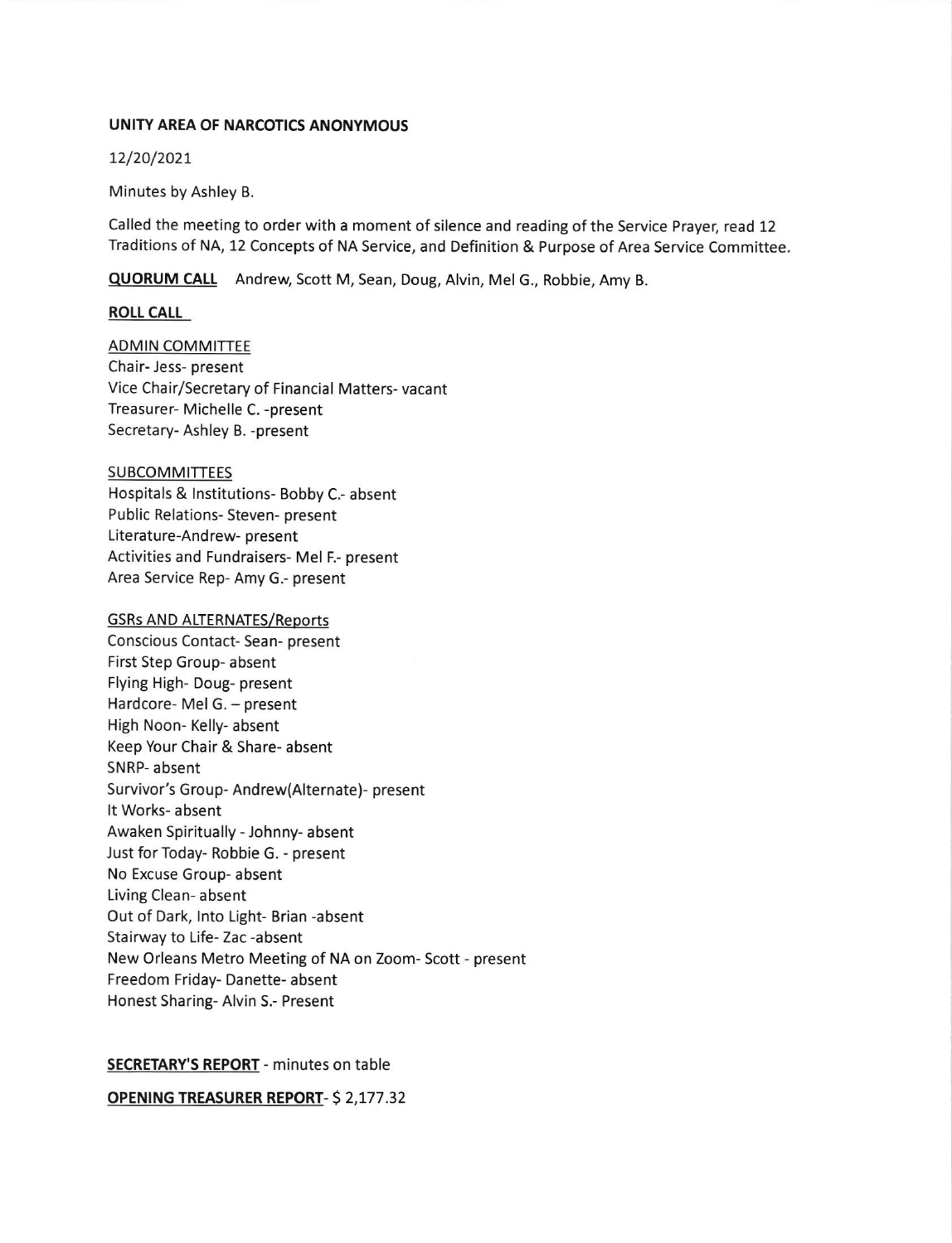**UNITY AREA OF NARCOTICS ANONYMOUS**

12/20/2021

Minutes by Ashley B.

Called the meeting to order with a moment of silence and reading of the Service Prayer, read 12 Traditions of NA, 12 Concepts of NA Service, and Definition & Purpose of Area Service Committee.

**QUORUM CALL** Andrew, Scott M, Sean, Doug, Alvin, Mel G., Robbie, Amy B.

**ROLL CALL**

ADMIN COMMITTEE
Chair- Jess- present
Vice Chair/Secretary of Financial Matters- vacant
Treasurer- Michelle C. -present
Secretary- Ashley B. -present

SUBCOMMITTEES
Hospitals & Institutions- Bobby C.- absent
Public Relations- Steven- present
Literature-Andrew- present
Activities and Fundraisers- Mel F.- present
Area Service Rep- Amy G.- present

GSRs AND ALTERNATES/Reports
Conscious Contact- Sean- present
First Step Group- absent
Flying High- Doug- present
Hardcore- Mel G. – present
High Noon- Kelly- absent
Keep Your Chair & Share- absent
SNRP- absent
Survivor's Group- Andrew(Alternate)- present
It Works- absent
Awaken Spiritually - Johnny- absent
Just for Today- Robbie G. - present
No Excuse Group- absent
Living Clean- absent
Out of Dark, Into Light- Brian -absent
Stairway to Life- Zac -absent
New Orleans Metro Meeting of NA on Zoom- Scott - present
Freedom Friday- Danette- absent
Honest Sharing- Alvin S.- Present

**SECRETARY'S REPORT** - minutes on table

**OPENING TREASURER REPORT**- $ 2,177.32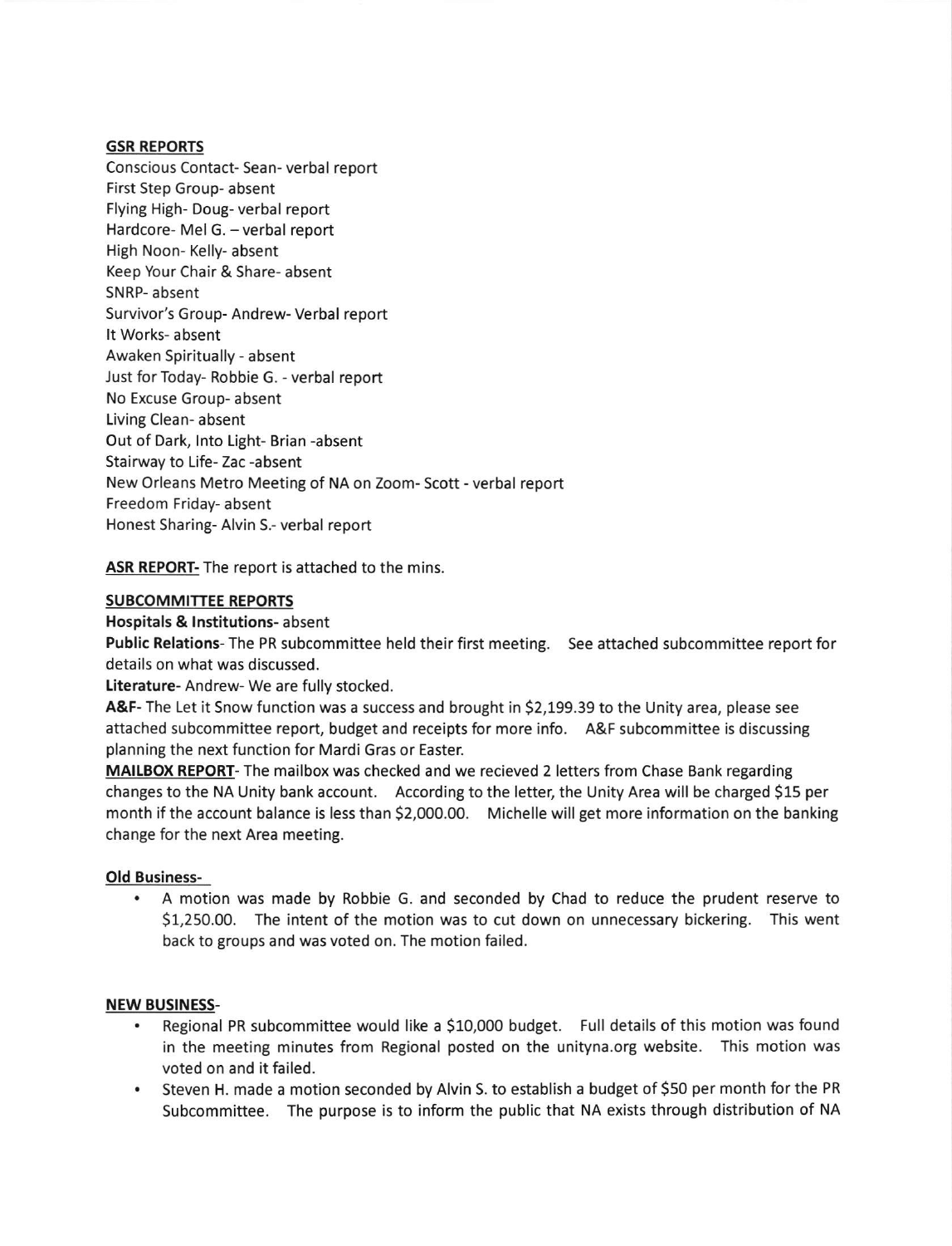**GSR REPORTS**

Conscious Contact- Sean- verbal report
First Step Group- absent
Flying High- Doug- verbal report
Hardcore- Mel G. – verbal report
High Noon- Kelly- absent
Keep Your Chair & Share- absent
SNRP- absent
Survivor's Group- Andrew- Verbal report
It Works- absent
Awaken Spiritually - absent
Just for Today- Robbie G. - verbal report
No Excuse Group- absent
Living Clean- absent
Out of Dark, Into Light- Brian -absent
Stairway to Life- Zac -absent
New Orleans Metro Meeting of NA on Zoom- Scott - verbal report
Freedom Friday- absent
Honest Sharing- Alvin S.- verbal report

**ASR REPORT-** The report is attached to the mins.

**SUBCOMMITTEE REPORTS**

**Hospitals & Institutions-** absent

**Public Relations**- The PR subcommittee held their first meeting. See attached subcommittee report for details on what was discussed.

**Literature**- Andrew- We are fully stocked.

**A&F**- The Let it Snow function was a success and brought in $2,199.39 to the Unity area, please see attached subcommittee report, budget and receipts for more info. A&F subcommittee is discussing planning the next function for Mardi Gras or Easter.

**MAILBOX REPORT**- The mailbox was checked and we recieved 2 letters from Chase Bank regarding changes to the NA Unity bank account. According to the letter, the Unity Area will be charged $15 per month if the account balance is less than $2,000.00. Michelle will get more information on the banking change for the next Area meeting.

**Old Business-**

- A motion was made by Robbie G. and seconded by Chad to reduce the prudent reserve to $1,250.00. The intent of the motion was to cut down on unnecessary bickering. This went back to groups and was voted on. The motion failed.

**NEW BUSINESS**-

- Regional PR subcommittee would like a $10,000 budget. Full details of this motion was found in the meeting minutes from Regional posted on the unityna.org website. This motion was voted on and it failed.
- Steven H. made a motion seconded by Alvin S. to establish a budget of $50 per month for the PR Subcommittee. The purpose is to inform the public that NA exists through distribution of NA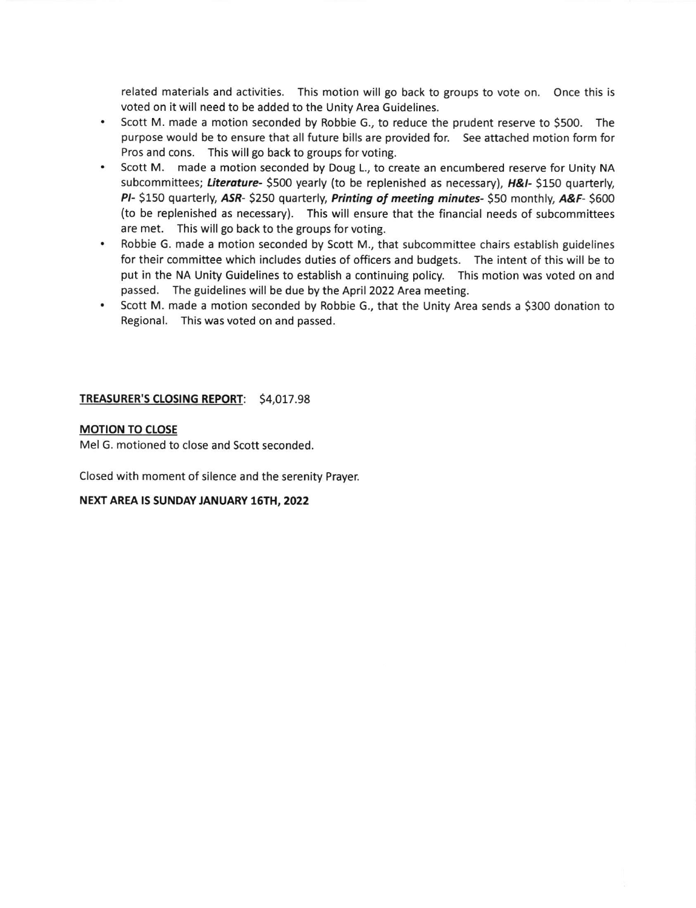related materials and activities. This motion will go back to groups to vote on. Once this is voted on it will need to be added to the Unity Area Guidelines.

- Scott M. made a motion seconded by Robbie G., to reduce the prudent reserve to $500. The purpose would be to ensure that all future bills are provided for. See attached motion form for Pros and cons. This will go back to groups for voting.
- Scott M. made a motion seconded by Doug L., to create an encumbered reserve for Unity NA subcommittees; ***Literature***- $500 yearly (to be replenished as necessary), ***H&I***- $150 quarterly, ***PI***- $150 quarterly, ***ASR***- $250 quarterly, ***Printing of meeting minutes***- $50 monthly, ***A&F***- $600 (to be replenished as necessary). This will ensure that the financial needs of subcommittees are met. This will go back to the groups for voting.
- Robbie G. made a motion seconded by Scott M., that subcommittee chairs establish guidelines for their committee which includes duties of officers and budgets. The intent of this will be to put in the NA Unity Guidelines to establish a continuing policy. This motion was voted on and passed. The guidelines will be due by the April 2022 Area meeting.
- Scott M. made a motion seconded by Robbie G., that the Unity Area sends a $300 donation to Regional. This was voted on and passed.

**TREASURER'S CLOSING REPORT**: $4,017.98

**MOTION TO CLOSE**

Mel G. motioned to close and Scott seconded.

Closed with moment of silence and the serenity Prayer.

**NEXT AREA IS SUNDAY JANUARY 16TH, 2022**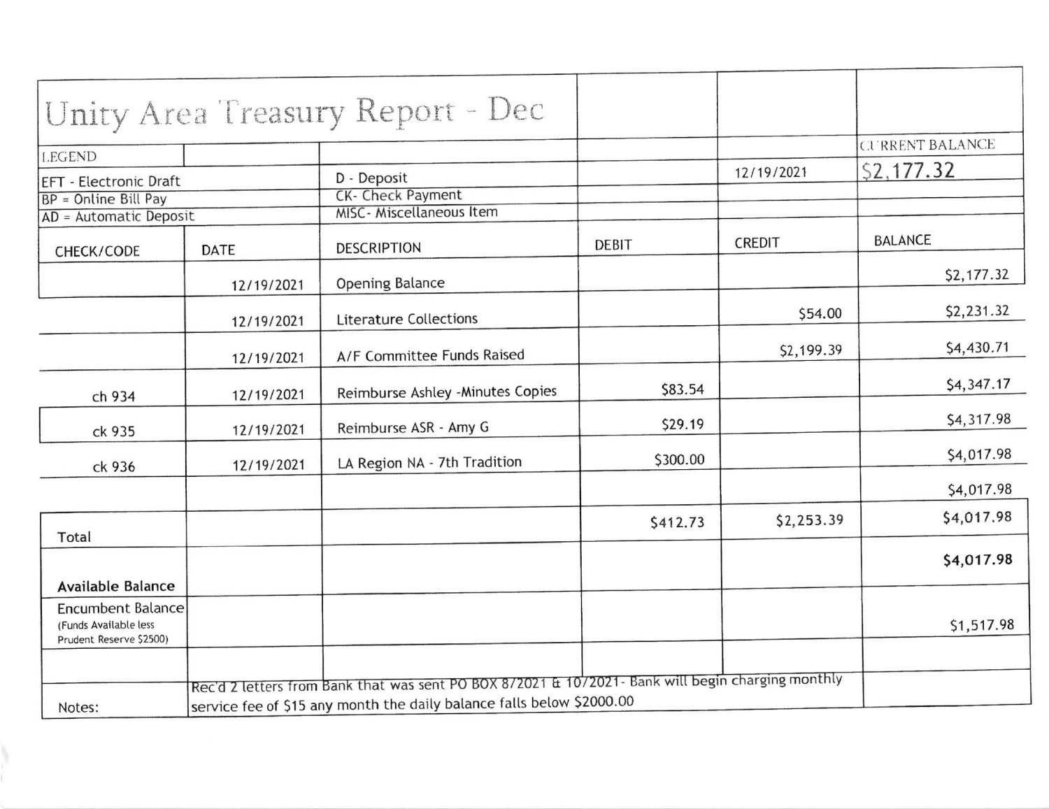# Unity Area Treasury Report - Dec

| | | | | | |
|---|---|---|---|---|---|
| LEGEND | | | | | CURRENT BALANCE |
| EFT - Electronic Draft | | D - Deposit | | 12/19/2021 | $2,177.32 |
| BP = Online Bill Pay | | CK- Check Payment | | | |
| AD = Automatic Deposit | | MISC- Miscellaneous Item | | | |
| CHECK/CODE | DATE | DESCRIPTION | DEBIT | CREDIT | BALANCE |
| | 12/19/2021 | Opening Balance | | | $2,177.32 |
| | 12/19/2021 | Literature Collections | | $54.00 | $2,231.32 |
| | 12/19/2021 | A/F Committee Funds Raised | | $2,199.39 | $4,430.71 |
| ch 934 | 12/19/2021 | Reimburse Ashley -Minutes Copies | $83.54 | | $4,347.17 |
| ck 935 | 12/19/2021 | Reimburse ASR - Amy G | $29.19 | | $4,317.98 |
| ck 936 | 12/19/2021 | LA Region NA - 7th Tradition | $300.00 | | $4,017.98 |
| | | | | | $4,017.98 |
| Total | | | $412.73 | $2,253.39 | $4,017.98 |
| **Available Balance** | | | | | **$4,017.98** |
| Encumbent Balance (Funds Available less Prudent Reserve $2500) | | | | | $1,517.98 |
| | | | | | |
| Notes: | Rec'd 2 letters from Bank that was sent PO BOX 8/2021 & 10/2021- Bank will begin charging monthly service fee of $15 any month the daily balance falls below $2000.00 | | | | |